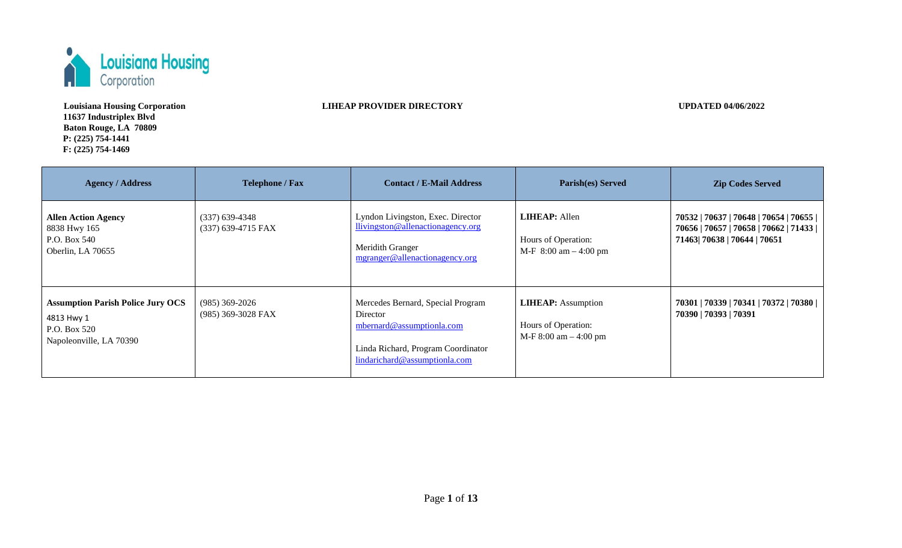**Louisiana Housing Corporation**
**11637 Industriplex Blvd**
**Baton Rouge, LA 70809**
**P: (225) 754-1441**
**F: (225) 754-1469**

**LIHEAP PROVIDER DIRECTORY**

**UPDATED 04/06/2022**

| Agency / Address | Telephone / Fax | Contact / E-Mail Address | Parish(es) Served | Zip Codes Served |
|---|---|---|---|---|
| **Allen Action Agency**<br>8838 Hwy 165<br>P.O. Box 540<br>Oberlin, LA 70655 | (337) 639-4348<br>(337) 639-4715 FAX | Lyndon Livingston, Exec. Director<br>llivingston@allenactionagency.org<br><br>Meridith Granger<br>mgranger@allenactionagency.org | **LIHEAP:** Allen<br><br>Hours of Operation:<br>M-F 8:00 am – 4:00 pm | **70532 \| 70637 \| 70648 \| 70654 \| 70655 \| 70656 \| 70657 \| 70658 \| 70662 \| 71433 \| 71463\| 70638 \| 70644 \| 70651** |
| **Assumption Parish Police Jury OCS**<br>4813 Hwy 1<br>P.O. Box 520<br>Napoleonville, LA 70390 | (985) 369-2026<br>(985) 369-3028 FAX | Mercedes Bernard, Special Program Director<br>mbernard@assumptionla.com<br><br>Linda Richard, Program Coordinator<br>lindarichard@assumptionla.com | **LIHEAP:** Assumption<br><br>Hours of Operation:<br>M-F 8:00 am – 4:00 pm | **70301 \| 70339 \| 70341 \| 70372 \| 70380 \| 70390 \| 70393 \| 70391** |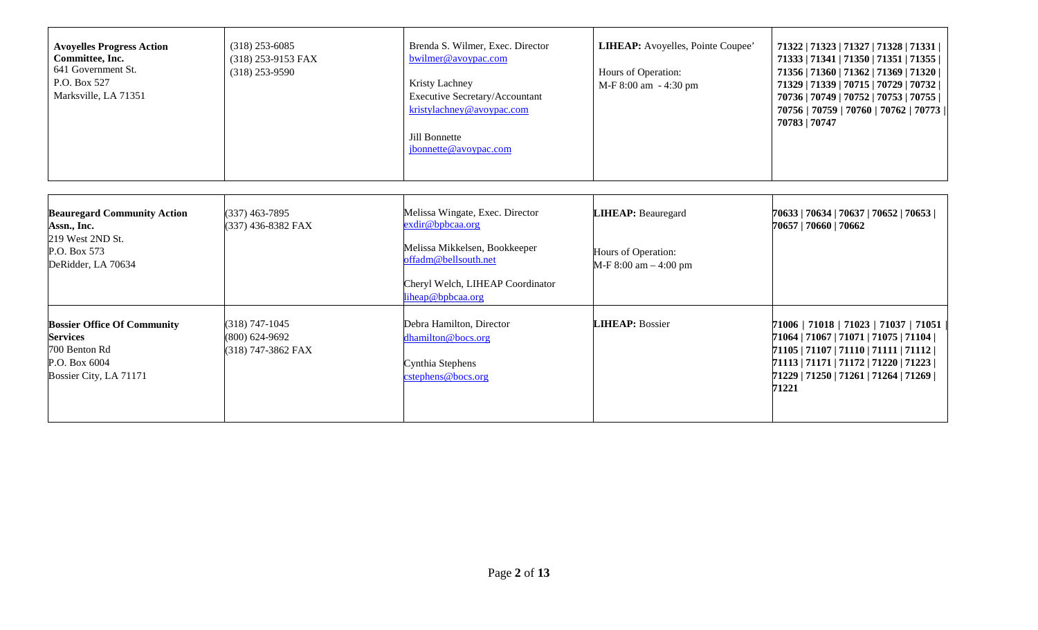| | | | | |
|---|---|---|---|---|
| **Avoyelles Progress Action Committee, Inc.**<br>641 Government St.<br>P.O. Box 527<br>Marksville, LA 71351 | (318) 253-6085<br>(318) 253-9153 FAX<br>(318) 253-9590 | Brenda S. Wilmer, Exec. Director<br>bwilmer@avoypac.com<br><br>Kristy Lachney<br>Executive Secretary/Accountant<br>kristylachney@avoypac.com<br><br>Jill Bonnette<br>jbonnette@avoypac.com | **LIHEAP:** Avoyelles, Pointe Coupee'<br><br>Hours of Operation:<br>M-F 8:00 am - 4:30 pm | **71322 \| 71323 \| 71327 \| 71328 \| 71331 \| 71333 \| 71341 \| 71350 \| 71351 \| 71355 \| 71356 \| 71360 \| 71362 \| 71369 \| 71320 \| 71329 \| 71339 \| 70715 \| 70729 \| 70732 \| 70736 \| 70749 \| 70752 \| 70753 \| 70755 \| 70756 \| 70759 \| 70760 \| 70762 \| 70773 \| 70783 \| 70747** |

| | | | | |
|---|---|---|---|---|
| **Beauregard Community Action Assn., Inc.**<br>219 West 2ND St.<br>P.O. Box 573<br>DeRidder, LA 70634 | (337) 463-7895<br>(337) 436-8382 FAX | Melissa Wingate, Exec. Director<br>exdir@bpbcaa.org<br><br>Melissa Mikkelsen, Bookkeeper<br>offadm@bellsouth.net<br><br>Cheryl Welch, LIHEAP Coordinator<br>liheap@bpbcaa.org | **LIHEAP:** Beauregard<br><br>Hours of Operation:<br>M-F 8:00 am – 4:00 pm | **70633 \| 70634 \| 70637 \| 70652 \| 70653 \| 70657 \| 70660 \| 70662** |
| **Bossier Office Of Community Services**<br>700 Benton Rd<br>P.O. Box 6004<br>Bossier City, LA 71171 | (318) 747-1045<br>(800) 624-9692<br>(318) 747-3862 FAX | Debra Hamilton, Director<br>dhamilton@bocs.org<br><br>Cynthia Stephens<br>cstephens@bocs.org | **LIHEAP:** Bossier | **71006 \| 71018 \| 71023 \| 71037 \| 71051 \| 71064 \| 71067 \| 71071 \| 71075 \| 71104 \| 71105 \| 71107 \| 71110 \| 71111 \| 71112 \| 71113 \| 71171 \| 71172 \| 71220 \| 71223 \| 71229 \| 71250 \| 71261 \| 71264 \| 71269 \| 71221** |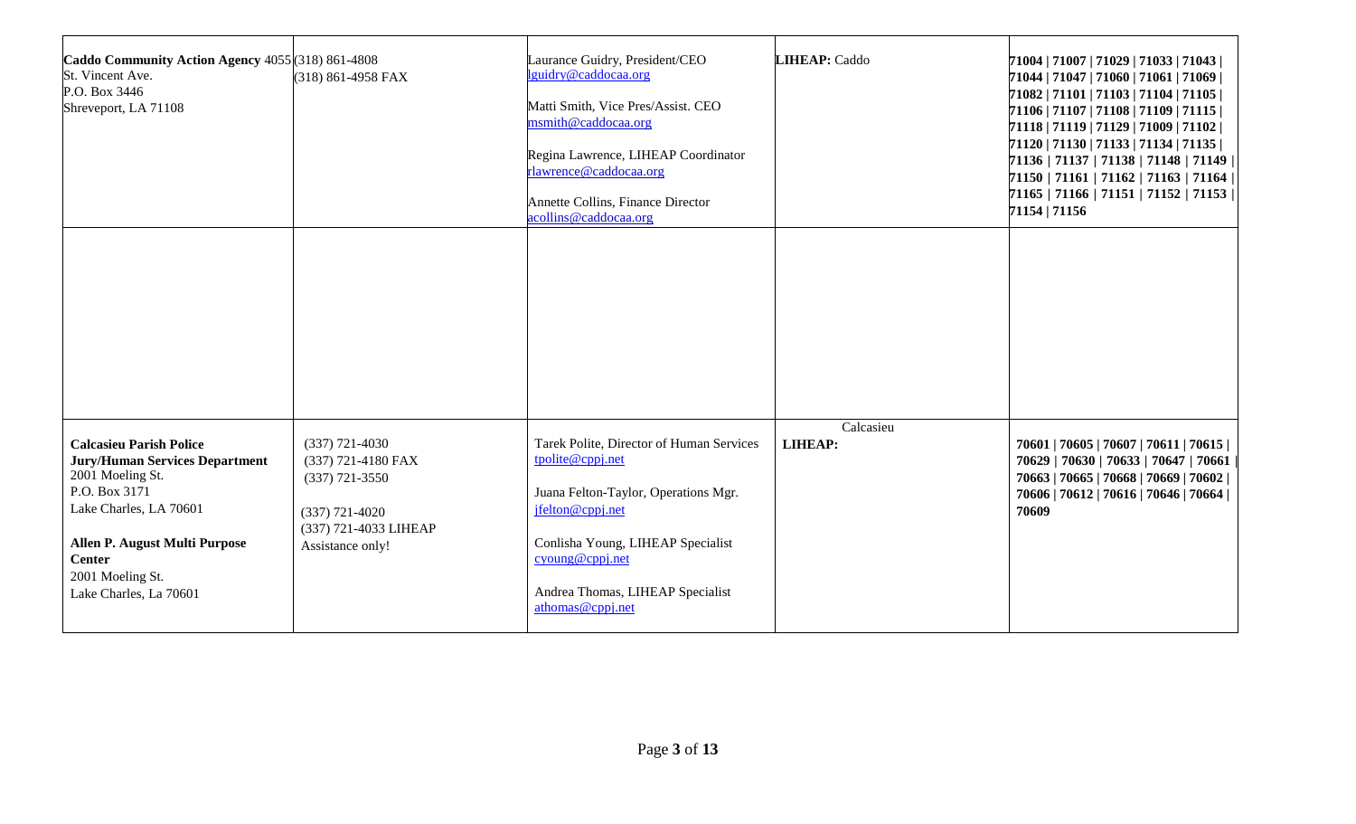| | | | | |
|---|---|---|---|---|
| **Caddo Community Action Agency** 4055 St. Vincent Ave.<br>P.O. Box 3446<br>Shreveport, LA 71108 | (318) 861-4808<br>(318) 861-4958 FAX | Laurance Guidry, President/CEO<br>lguidry@caddocaa.org<br><br>Matti Smith, Vice Pres/Assist. CEO<br>msmith@caddocaa.org<br><br>Regina Lawrence, LIHEAP Coordinator<br>rlawrence@caddocaa.org<br><br>Annette Collins, Finance Director<br>acollins@caddocaa.org | **LIHEAP:** Caddo | **71004 \| 71007 \| 71029 \| 71033 \| 71043 \| 71044 \| 71047 \| 71060 \| 71061 \| 71069 \| 71082 \| 71101 \| 71103 \| 71104 \| 71105 \| 71106 \| 71107 \| 71108 \| 71109 \| 71115 \| 71118 \| 71119 \| 71129 \| 71009 \| 71102 \| 71120 \| 71130 \| 71133 \| 71134 \| 71135 \| 71136 \| 71137 \| 71138 \| 71148 \| 71149 \| 71150 \| 71161 \| 71162 \| 71163 \| 71164 \| 71165 \| 71166 \| 71151 \| 71152 \| 71153 \| 71154 \| 71156** |
| | | | | |
| **Calcasieu Parish Police Jury/Human Services Department**<br>2001 Moeling St.<br>P.O. Box 3171<br>Lake Charles, LA 70601<br><br>**Allen P. August Multi Purpose Center**<br>2001 Moeling St.<br>Lake Charles, La 70601 | (337) 721-4030<br>(337) 721-4180 FAX<br>(337) 721-3550<br><br>(337) 721-4020<br>(337) 721-4033 LIHEAP Assistance only! | Tarek Polite, Director of Human Services<br>tpolite@cppj.net<br><br>Juana Felton-Taylor, Operations Mgr.<br>jfelton@cppj.net<br><br>Conlisha Young, LIHEAP Specialist<br>cyoung@cppj.net<br><br>Andrea Thomas, LIHEAP Specialist<br>athomas@cppj.net | **LIHEAP:** Calcasieu | **70601 \| 70605 \| 70607 \| 70611 \| 70615 \| 70629 \| 70630 \| 70633 \| 70647 \| 70661 \| 70663 \| 70665 \| 70668 \| 70669 \| 70602 \| 70606 \| 70612 \| 70616 \| 70646 \| 70664 \| 70609** |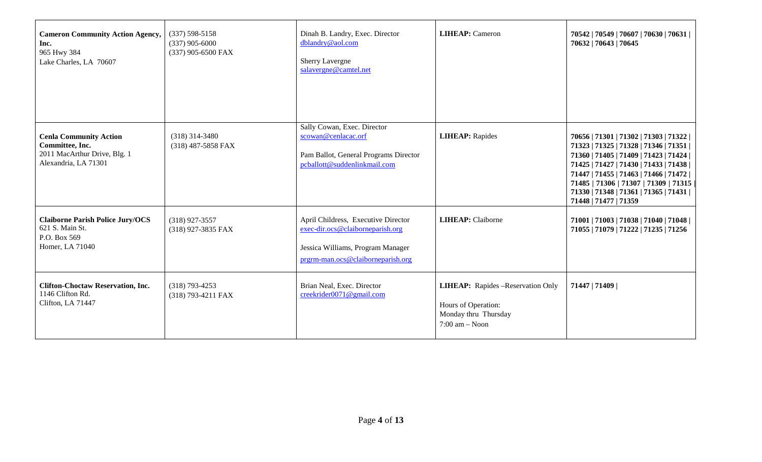| | | | | |
|---|---|---|---|---|
| **Cameron Community Action Agency, Inc.**<br>965 Hwy 384<br>Lake Charles, LA 70607 | (337) 598-5158<br>(337) 905-6000<br>(337) 905-6500 FAX | Dinah B. Landry, Exec. Director<br>dblandry@aol.com<br><br>Sherry Lavergne<br>salavergne@camtel.net | **LIHEAP:** Cameron | **70542 \| 70549 \| 70607 \| 70630 \| 70631 \| 70632 \| 70643 \| 70645** |
| **Cenla Community Action Committee, Inc.**<br>2011 MacArthur Drive, Blg. 1<br>Alexandria, LA 71301 | (318) 314-3480<br>(318) 487-5858 FAX | Sally Cowan, Exec. Director<br>scowan@cenlacac.orf<br><br>Pam Ballot, General Programs Director<br>pcballott@suddenlinkmail.com | **LIHEAP:** Rapides | **70656 \| 71301 \| 71302 \| 71303 \| 71322 \| 71323 \| 71325 \| 71328 \| 71346 \| 71351 \| 71360 \| 71405 \| 71409 \| 71423 \| 71424 \| 71425 \| 71427 \| 71430 \| 71433 \| 71438 \| 71447 \| 71455 \| 71463 \| 71466 \| 71472 \| 71485 \| 71306 \| 71307 \| 71309 \| 71315 \| 71330 \| 71348 \| 71361 \| 71365 \| 71431 \| 71448 \| 71477 \| 71359** |
| **Claiborne Parish Police Jury/OCS**<br>621 S. Main St.<br>P.O. Box 569<br>Homer, LA 71040 | (318) 927-3557<br>(318) 927-3835 FAX | April Childress, Executive Director<br>exec-dir.ocs@claiborneparish.org<br><br>Jessica Williams, Program Manager<br>prgrm-man.ocs@claiborneparish.org | **LIHEAP:** Claiborne | **71001 \| 71003 \| 71038 \| 71040 \| 71048 \| 71055 \| 71079 \| 71222 \| 71235 \| 71256** |
| **Clifton-Choctaw Reservation, Inc.**<br>1146 Clifton Rd.<br>Clifton, LA 71447 | (318) 793-4253<br>(318) 793-4211 FAX | Brian Neal, Exec. Director<br>creekrider0071@gmail.com | **LIHEAP:** Rapides –Reservation Only<br><br>Hours of Operation:<br>Monday thru Thursday<br>7:00 am – Noon | **71447 \| 71409 \|** |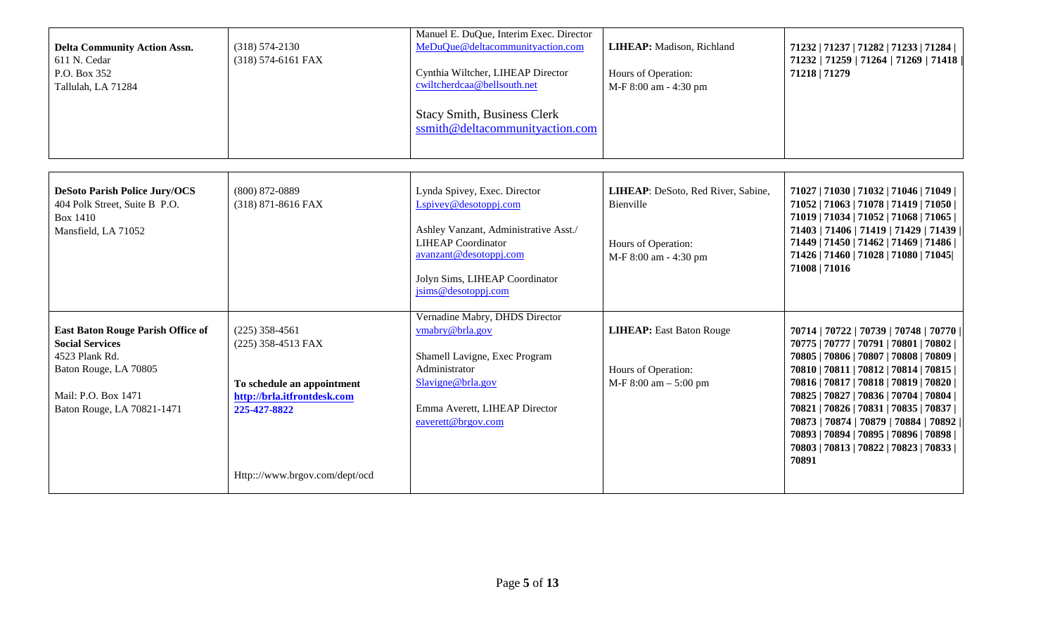| | | | | |
|---|---|---|---|---|
| **Delta Community Action Assn.**<br>611 N. Cedar<br>P.O. Box 352<br>Tallulah, LA 71284 | (318) 574-2130<br>(318) 574-6161 FAX | Manuel E. DuQue, Interim Exec. Director<br>MeDuQue@deltacommunityaction.com<br><br>Cynthia Wiltcher, LIHEAP Director<br>cwiltcherdcaa@bellsouth.net<br><br>Stacy Smith, Business Clerk<br>ssmith@deltacommunityaction.com | **LIHEAP:** Madison, Richland<br><br>Hours of Operation:<br>M-F 8:00 am - 4:30 pm | **71232 \| 71237 \| 71282 \| 71233 \| 71284 \| 71232 \| 71259 \| 71264 \| 71269 \| 71418 \| 71218 \| 71279** |
| **DeSoto Parish Police Jury/OCS**<br>404 Polk Street, Suite B P.O. Box 1410<br>Mansfield, LA 71052 | (800) 872-0889<br>(318) 871-8616 FAX | Lynda Spivey, Exec. Director<br>Lspivey@desotoppj.com<br><br>Ashley Vanzant, Administrative Asst./ LIHEAP Coordinator<br>avanzant@desotoppj.com<br><br>Jolyn Sims, LIHEAP Coordinator<br>jsims@desotoppj.com | **LIHEAP**: DeSoto, Red River, Sabine, Bienville<br><br>Hours of Operation:<br>M-F 8:00 am - 4:30 pm | **71027 \| 71030 \| 71032 \| 71046 \| 71049 \| 71052 \| 71063 \| 71078 \| 71419 \| 71050 \| 71019 \| 71034 \| 71052 \| 71068 \| 71065 \| 71403 \| 71406 \| 71419 \| 71429 \| 71439 \| 71449 \| 71450 \| 71462 \| 71469 \| 71486 \| 71426 \| 71460 \| 71028 \| 71080 \| 71045\| 71008 \| 71016** |
| **East Baton Rouge Parish Office of Social Services**<br>4523 Plank Rd.<br>Baton Rouge, LA 70805<br><br>Mail: P.O. Box 1471<br>Baton Rouge, LA 70821-1471 | (225) 358-4561<br>(225) 358-4513 FAX<br><br>**To schedule an appointment**<br>**http://brla.itfrontdesk.com**<br>**225-427-8822**<br><br>Http:://www.brgov.com/dept/ocd | Vernadine Mabry, DHDS Director<br>vmabry@brla.gov<br><br>Shamell Lavigne, Exec Program Administrator<br>Slavigne@brla.gov<br><br>Emma Averett, LIHEAP Director<br>eaverett@brgov.com | **LIHEAP:** East Baton Rouge<br><br>Hours of Operation:<br>M-F 8:00 am – 5:00 pm | **70714 \| 70722 \| 70739 \| 70748 \| 70770 \| 70775 \| 70777 \| 70791 \| 70801 \| 70802 \| 70805 \| 70806 \| 70807 \| 70808 \| 70809 \| 70810 \| 70811 \| 70812 \| 70814 \| 70815 \| 70816 \| 70817 \| 70818 \| 70819 \| 70820 \| 70825 \| 70827 \| 70836 \| 70704 \| 70804 \| 70821 \| 70826 \| 70831 \| 70835 \| 70837 \| 70873 \| 70874 \| 70879 \| 70884 \| 70892 \| 70893 \| 70894 \| 70895 \| 70896 \| 70898 \| 70803 \| 70813 \| 70822 \| 70823 \| 70833 \| 70891** |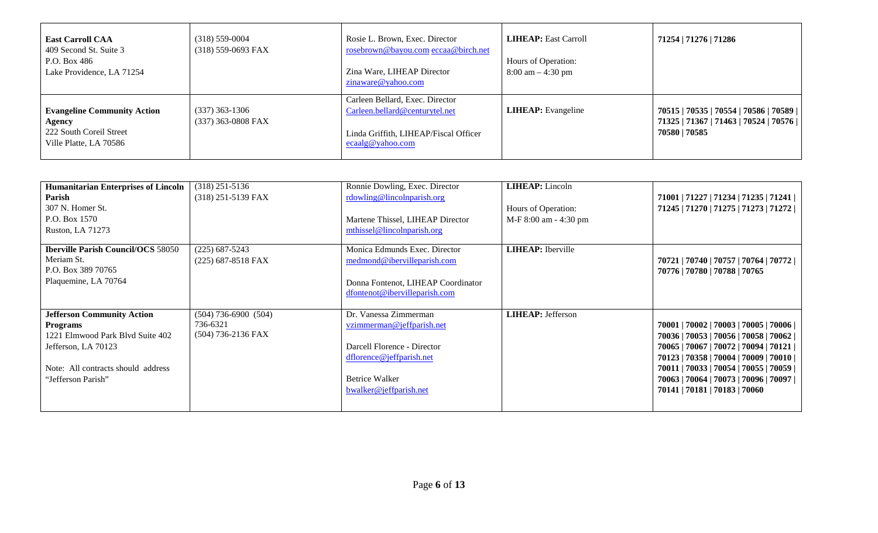| | | | | |
|---|---|---|---|---|
| **East Carroll CAA**<br>409 Second St. Suite 3<br>P.O. Box 486<br>Lake Providence, LA 71254 | (318) 559-0004<br>(318) 559-0693 FAX | Rosie L. Brown, Exec. Director<br>rosebrown@bayou.com eccaa@birch.net<br><br>Zina Ware, LIHEAP Director<br>zinaware@yahoo.com | **LIHEAP:** East Carroll<br><br>Hours of Operation:<br>8:00 am – 4:30 pm | **71254 \| 71276 \| 71286** |
| **Evangeline Community Action Agency**<br>222 South Coreil Street<br>Ville Platte, LA 70586 | (337) 363-1306<br>(337) 363-0808 FAX | Carleen Bellard, Exec. Director<br>Carleen.bellard@centurytel.net<br><br>Linda Griffith, LIHEAP/Fiscal Officer<br>ecaalg@yahoo.com | **LIHEAP:** Evangeline | **70515 \| 70535 \| 70554 \| 70586 \| 70589 \| 71325 \| 71367 \| 71463 \| 70524 \| 70576 \| 70580 \| 70585** |

| | | | | |
|---|---|---|---|---|
| **Humanitarian Enterprises of Lincoln Parish**<br>307 N. Homer St.<br>P.O. Box 1570<br>Ruston, LA 71273 | (318) 251-5136<br>(318) 251-5139 FAX | Ronnie Dowling, Exec. Director<br>rdowling@lincolnparish.org<br><br>Martene Thissel, LIHEAP Director<br>mthissel@lincolnparish.org | **LIHEAP:** Lincoln<br><br>Hours of Operation:<br>M-F 8:00 am - 4:30 pm | **71001 \| 71227 \| 71234 \| 71235 \| 71241 \| 71245 \| 71270 \| 71275 \| 71273 \| 71272 \|** |
| **Iberville Parish Council/OCS** 58050 Meriam St.<br>P.O. Box 389 70765<br>Plaquemine, LA 70764 | (225) 687-5243<br>(225) 687-8518 FAX | Monica Edmunds Exec. Director<br>medmond@ibervilleparish.com<br><br>Donna Fontenot, LIHEAP Coordinator<br>dfontenot@ibervilleparish.com | **LIHEAP:** Iberville | **70721 \| 70740 \| 70757 \| 70764 \| 70772 \| 70776 \| 70780 \| 70788 \| 70765** |
| **Jefferson Community Action Programs**<br>1221 Elmwood Park Blvd Suite 402<br>Jefferson, LA 70123<br><br>Note: All contracts should address "Jefferson Parish" | (504) 736-6900 (504) 736-6321<br>(504) 736-2136 FAX | Dr. Vanessa Zimmerman<br>vzimmerman@jeffparish.net<br><br>Darcell Florence - Director<br>dflorence@jeffparish.net<br><br>Betrice Walker<br>bwalker@jeffparish.net | **LIHEAP:** Jefferson | **70001 \| 70002 \| 70003 \| 70005 \| 70006 \| 70036 \| 70053 \| 70056 \| 70058 \| 70062 \| 70065 \| 70067 \| 70072 \| 70094 \| 70121 \| 70123 \| 70358 \| 70004 \| 70009 \| 70010 \| 70011 \| 70033 \| 70054 \| 70055 \| 70059 \| 70063 \| 70064 \| 70073 \| 70096 \| 70097 \| 70141 \| 70181 \| 70183 \| 70060** |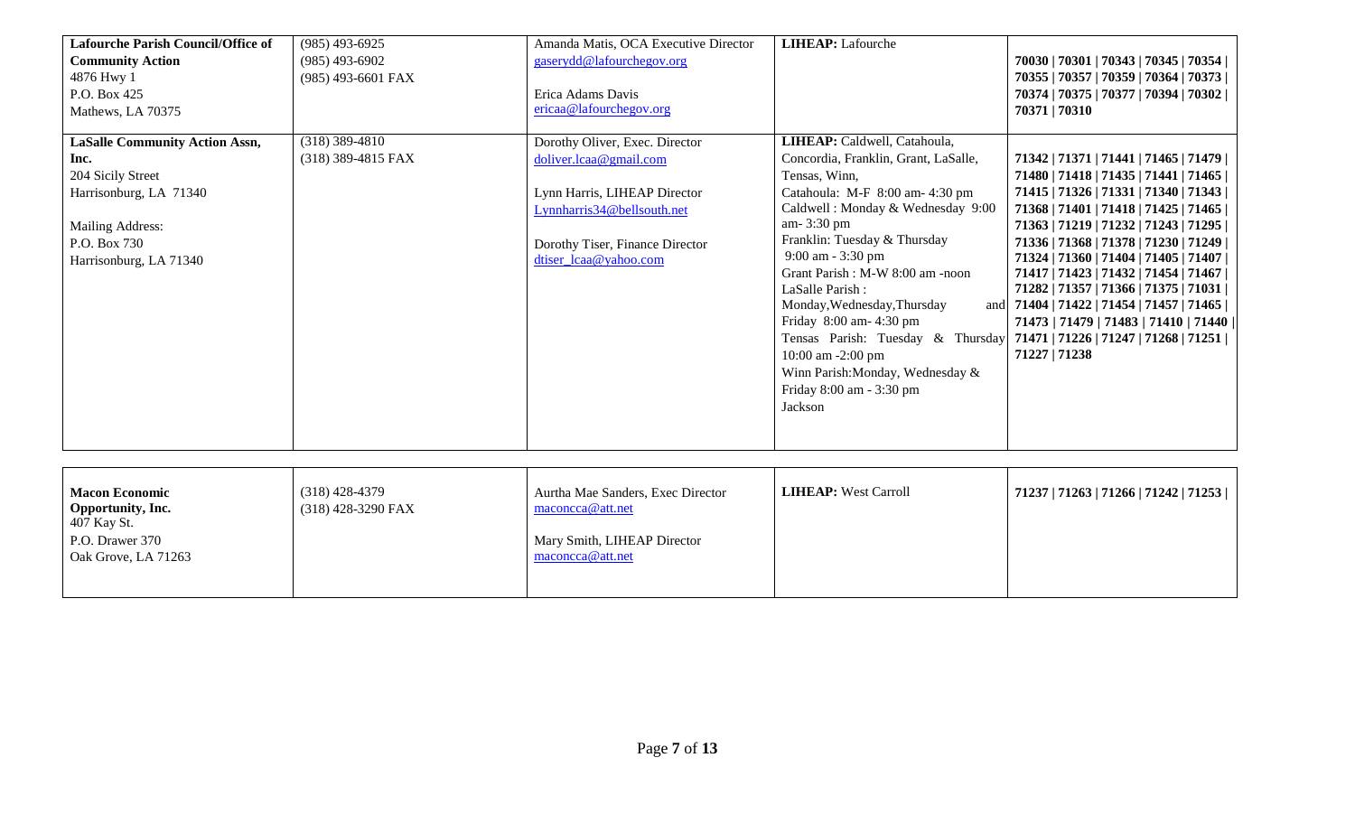| | | | | |
|---|---|---|---|---|
| **Lafourche Parish Council/Office of Community Action**<br>4876 Hwy 1<br>P.O. Box 425<br>Mathews, LA 70375 | (985) 493-6925<br>(985) 493-6902<br>(985) 493-6601 FAX | Amanda Matis, OCA Executive Director<br>gaserydd@lafourchegov.org<br><br>Erica Adams Davis<br>ericaa@lafourchegov.org | **LIHEAP:** Lafourche | **70030 \| 70301 \| 70343 \| 70345 \| 70354 \| 70355 \| 70357 \| 70359 \| 70364 \| 70373 \| 70374 \| 70375 \| 70377 \| 70394 \| 70302 \| 70371 \| 70310** |
| **LaSalle Community Action Assn, Inc.**<br>204 Sicily Street<br>Harrisonburg, LA 71340<br><br>Mailing Address:<br>P.O. Box 730<br>Harrisonburg, LA 71340 | (318) 389-4810<br>(318) 389-4815 FAX | Dorothy Oliver, Exec. Director<br>doliver.lcaa@gmail.com<br><br>Lynn Harris, LIHEAP Director<br>Lynnharris34@bellsouth.net<br><br>Dorothy Tiser, Finance Director<br>dtiser_lcaa@yahoo.com | **LIHEAP:** Caldwell, Catahoula, Concordia, Franklin, Grant, LaSalle, Tensas, Winn,<br>Catahoula: M-F 8:00 am- 4:30 pm<br>Caldwell : Monday & Wednesday 9:00 am- 3:30 pm<br>Franklin: Tuesday & Thursday 9:00 am - 3:30 pm<br>Grant Parish : M-W 8:00 am -noon<br>LaSalle Parish : Monday,Wednesday,Thursday and Friday 8:00 am- 4:30 pm<br>Tensas Parish: Tuesday & Thursday 10:00 am -2:00 pm<br>Winn Parish:Monday, Wednesday & Friday 8:00 am - 3:30 pm<br>Jackson | **71342 \| 71371 \| 71441 \| 71465 \| 71479 \| 71480 \| 71418 \| 71435 \| 71441 \| 71465 \| 71415 \| 71326 \| 71331 \| 71340 \| 71343 \| 71368 \| 71401 \| 71418 \| 71425 \| 71465 \| 71363 \| 71219 \| 71232 \| 71243 \| 71295 \| 71336 \| 71368 \| 71378 \| 71230 \| 71249 \| 71324 \| 71360 \| 71404 \| 71405 \| 71407 \| 71417 \| 71423 \| 71432 \| 71454 \| 71467 \| 71282 \| 71357 \| 71366 \| 71375 \| 71031 \| 71404 \| 71422 \| 71454 \| 71457 \| 71465 \| 71473 \| 71479 \| 71483 \| 71410 \| 71440 \| 71471 \| 71226 \| 71247 \| 71268 \| 71251 \| 71227 \| 71238** |
| **Macon Economic Opportunity, Inc.**<br>407 Kay St.<br>P.O. Drawer 370<br>Oak Grove, LA 71263 | (318) 428-4379<br>(318) 428-3290 FAX | Aurtha Mae Sanders, Exec Director<br>maconcca@att.net<br><br>Mary Smith, LIHEAP Director<br>maconcca@att.net | **LIHEAP:** West Carroll | **71237 \| 71263 \| 71266 \| 71242 \| 71253 \|** |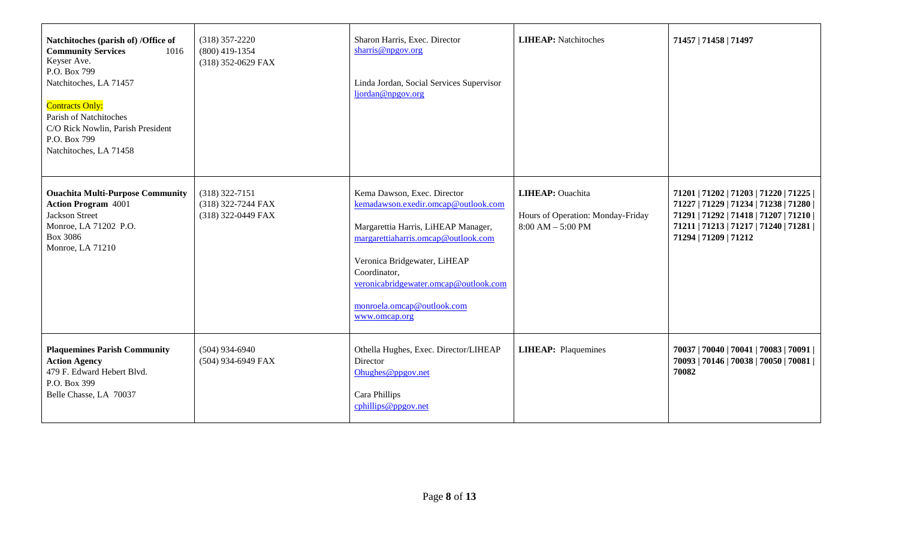| | | | | |
|---|---|---|---|---|
| **Natchitoches (parish of) /Office of Community Services** 1016 Keyser Ave.<br>P.O. Box 799<br>Natchitoches, LA 71457<br><br>Contracts Only:<br>Parish of Natchitoches<br>C/O Rick Nowlin, Parish President<br>P.O. Box 799<br>Natchitoches, LA 71458 | (318) 357-2220<br>(800) 419-1354<br>(318) 352-0629 FAX | Sharon Harris, Exec. Director<br>sharris@npgov.org<br><br>Linda Jordan, Social Services Supervisor<br>ljordan@npgov.org | **LIHEAP:** Natchitoches | **71457 \| 71458 \| 71497** |
| **Ouachita Multi-Purpose Community Action Program** 4001 Jackson Street<br>Monroe, LA 71202 P.O. Box 3086<br>Monroe, LA 71210 | (318) 322-7151<br>(318) 322-7244 FAX<br>(318) 322-0449 FAX | Kema Dawson, Exec. Director<br>kemadawson.exedir.omcap@outlook.com<br><br>Margarettia Harris, LiHEAP Manager,<br>margarettiaharris.omcap@outlook.com<br><br>Veronica Bridgewater, LiHEAP Coordinator,<br>veronicabridgewater.omcap@outlook.com<br><br>monroela.omcap@outlook.com<br>www.omcap.org | **LIHEAP:** Ouachita<br><br>Hours of Operation: Monday-Friday 8:00 AM – 5:00 PM | **71201 \| 71202 \| 71203 \| 71220 \| 71225 \| 71227 \| 71229 \| 71234 \| 71238 \| 71280 \| 71291 \| 71292 \| 71418 \| 71207 \| 71210 \| 71211 \| 71213 \| 71217 \| 71240 \| 71281 \| 71294 \| 71209 \| 71212** |
| **Plaquemines Parish Community Action Agency**<br>479 F. Edward Hebert Blvd.<br>P.O. Box 399<br>Belle Chasse, LA 70037 | (504) 934-6940<br>(504) 934-6949 FAX | Othella Hughes, Exec. Director/LIHEAP Director<br>Ohughes@ppgov.net<br><br>Cara Phillips<br>cphillips@ppgov.net | **LIHEAP:** Plaquemines | **70037 \| 70040 \| 70041 \| 70083 \| 70091 \| 70093 \| 70146 \| 70038 \| 70050 \| 70081 \| 70082** |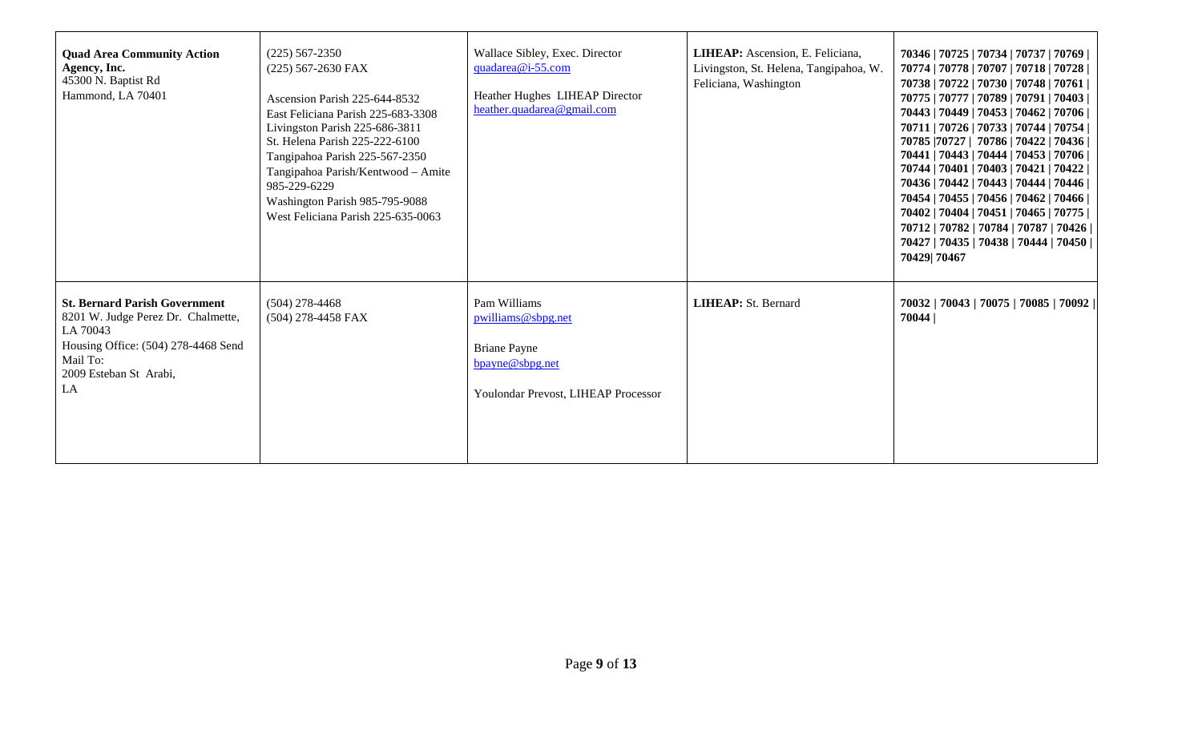| | | | | |
|---|---|---|---|---|
| **Quad Area Community Action Agency, Inc.**<br>45300 N. Baptist Rd<br>Hammond, LA 70401 | (225) 567-2350<br>(225) 567-2630 FAX<br><br>Ascension Parish 225-644-8532<br>East Feliciana Parish 225-683-3308<br>Livingston Parish 225-686-3811<br>St. Helena Parish 225-222-6100<br>Tangipahoa Parish 225-567-2350<br>Tangipahoa Parish/Kentwood – Amite 985-229-6229<br>Washington Parish 985-795-9088<br>West Feliciana Parish 225-635-0063 | Wallace Sibley, Exec. Director<br>quadarea@i-55.com<br><br>Heather Hughes LIHEAP Director<br>heather.quadarea@gmail.com | **LIHEAP:** Ascension, E. Feliciana, Livingston, St. Helena, Tangipahoa, W. Feliciana, Washington | **70346 \| 70725 \| 70734 \| 70737 \| 70769 \| 70774 \| 70778 \| 70707 \| 70718 \| 70728 \| 70738 \| 70722 \| 70730 \| 70748 \| 70761 \| 70775 \| 70777 \| 70789 \| 70791 \| 70403 \| 70443 \| 70449 \| 70453 \| 70462 \| 70706 \| 70711 \| 70726 \| 70733 \| 70744 \| 70754 \| 70785 \|70727 \| 70786 \| 70422 \| 70436 \| 70441 \| 70443 \| 70444 \| 70453 \| 70706 \| 70744 \| 70401 \| 70403 \| 70421 \| 70422 \| 70436 \| 70442 \| 70443 \| 70444 \| 70446 \| 70454 \| 70455 \| 70456 \| 70462 \| 70466 \| 70402 \| 70404 \| 70451 \| 70465 \| 70775 \| 70712 \| 70782 \| 70784 \| 70787 \| 70426 \| 70427 \| 70435 \| 70438 \| 70444 \| 70450 \| 70429\| 70467** |
| **St. Bernard Parish Government**<br>8201 W. Judge Perez Dr. Chalmette, LA 70043<br>Housing Office: (504) 278-4468 Send Mail To:<br>2009 Esteban St Arabi, LA | (504) 278-4468<br>(504) 278-4458 FAX | Pam Williams<br>pwilliams@sbpg.net<br><br>Briane Payne<br>bpayne@sbpg.net<br><br>Youlondar Prevost, LIHEAP Processor | **LIHEAP:** St. Bernard | **70032 \| 70043 \| 70075 \| 70085 \| 70092 \| 70044 \|** |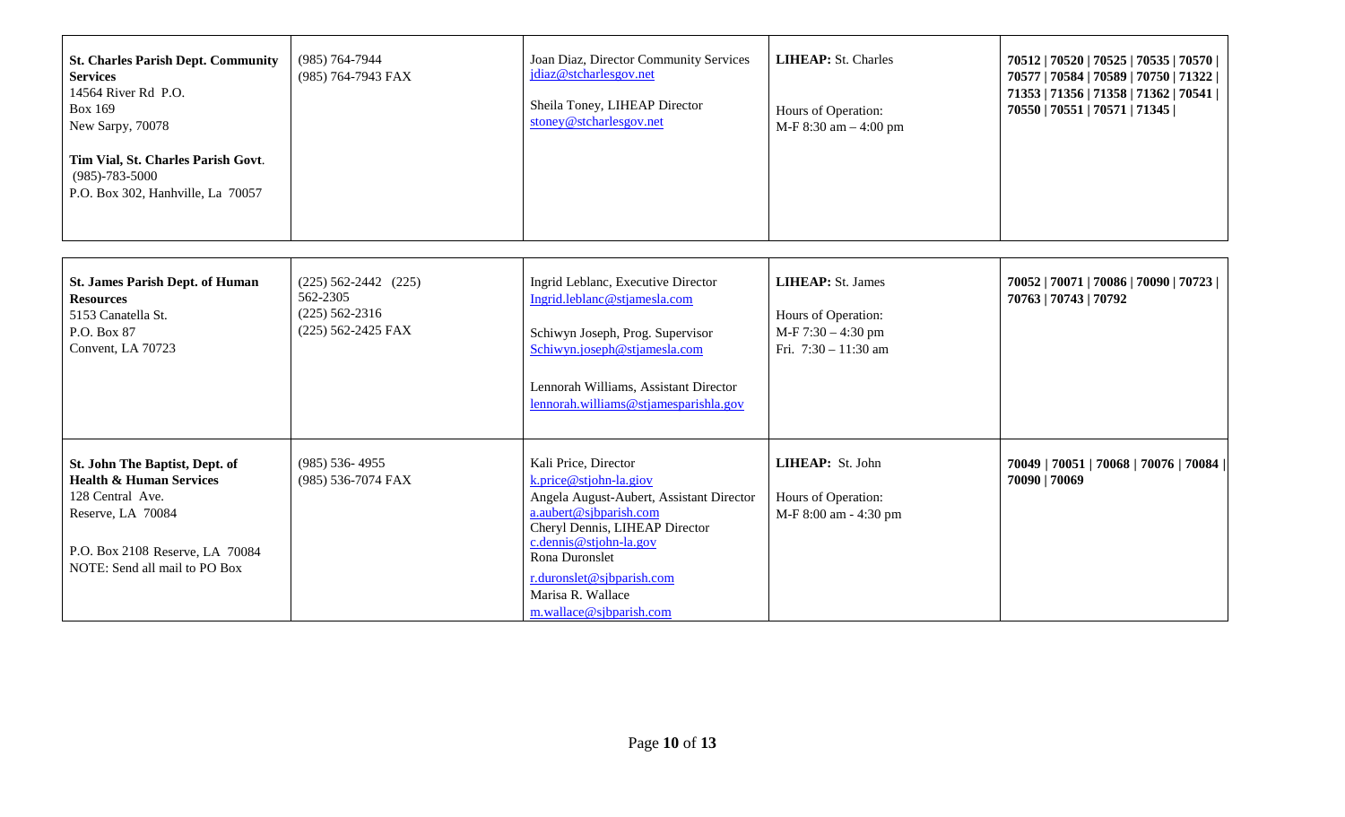| | | | | |
|---|---|---|---|---|
| **St. Charles Parish Dept. Community Services**<br>14564 River Rd P.O. Box 169<br>New Sarpy, 70078<br><br>**Tim Vial, St. Charles Parish Govt**.<br>(985)-783-5000<br>P.O. Box 302, Hanhville, La 70057 | (985) 764-7944<br>(985) 764-7943 FAX | Joan Diaz, Director Community Services<br>jdiaz@stcharlesgov.net<br><br>Sheila Toney, LIHEAP Director<br>stoney@stcharlesgov.net | **LIHEAP:** St. Charles<br><br>Hours of Operation:<br>M-F 8:30 am – 4:00 pm | **70512 \| 70520 \| 70525 \| 70535 \| 70570 \| 70577 \| 70584 \| 70589 \| 70750 \| 71322 \| 71353 \| 71356 \| 71358 \| 71362 \| 70541 \| 70550 \| 70551 \| 70571 \| 71345 \|** |
| **St. James Parish Dept. of Human Resources**<br>5153 Canatella St.<br>P.O. Box 87<br>Convent, LA 70723 | (225) 562-2442 (225) 562-2305<br>(225) 562-2316<br>(225) 562-2425 FAX | Ingrid Leblanc, Executive Director<br>Ingrid.leblanc@stjamesla.com<br><br>Schiwyn Joseph, Prog. Supervisor<br>Schiwyn.joseph@stjamesla.com<br><br>Lennorah Williams, Assistant Director<br>lennorah.williams@stjamesparishla.gov | **LIHEAP:** St. James<br><br>Hours of Operation:<br>M-F 7:30 – 4:30 pm<br>Fri. 7:30 – 11:30 am | **70052 \| 70071 \| 70086 \| 70090 \| 70723 \| 70763 \| 70743 \| 70792** |
| **St. John The Baptist, Dept. of Health & Human Services**<br>128 Central Ave.<br>Reserve, LA 70084<br><br>P.O. Box 2108 Reserve, LA 70084<br>NOTE: Send all mail to PO Box | (985) 536- 4955<br>(985) 536-7074 FAX | Kali Price, Director<br>k.price@stjohn-la.giov<br>Angela August-Aubert, Assistant Director<br>a.aubert@sjbparish.com<br>Cheryl Dennis, LIHEAP Director<br>c.dennis@stjohn-la.gov<br>Rona Duronslet<br>r.duronslet@sjbparish.com<br>Marisa R. Wallace<br>m.wallace@sjbparish.com | **LIHEAP:** St. John<br><br>Hours of Operation:<br>M-F 8:00 am - 4:30 pm | **70049 \| 70051 \| 70068 \| 70076 \| 70084 \| 70090 \| 70069** |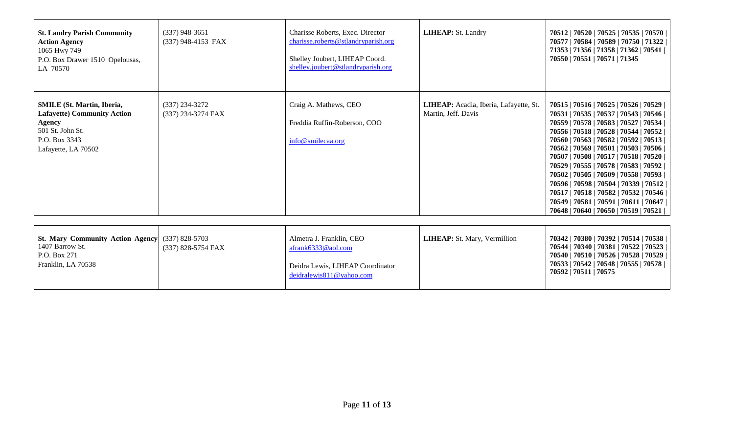| | | | | |
|---|---|---|---|---|
| **St. Landry Parish Community Action Agency**<br>1065 Hwy 749<br>P.O. Box Drawer 1510 Opelousas, LA 70570 | (337) 948-3651<br>(337) 948-4153 FAX | Charisse Roberts, Exec. Director<br>charisse.roberts@stlandryparish.org<br><br>Shelley Joubert, LIHEAP Coord.<br>shelley.joubert@stlandryparish.org | **LIHEAP:** St. Landry | **70512 \| 70520 \| 70525 \| 70535 \| 70570 \| 70577 \| 70584 \| 70589 \| 70750 \| 71322 \| 71353 \| 71356 \| 71358 \| 71362 \| 70541 \| 70550 \| 70551 \| 70571 \| 71345** |
| **SMILE (St. Martin, Iberia, Lafayette) Community Action Agency**<br>501 St. John St.<br>P.O. Box 3343<br>Lafayette, LA 70502 | (337) 234-3272<br>(337) 234-3274 FAX | Craig A. Mathews, CEO<br><br>Freddia Ruffin-Roberson, COO<br><br>info@smilecaa.org | **LIHEAP:** Acadia, Iberia, Lafayette, St. Martin, Jeff. Davis | **70515 \| 70516 \| 70525 \| 70526 \| 70529 \| 70531 \| 70535 \| 70537 \| 70543 \| 70546 \| 70559 \| 70578 \| 70583 \| 70527 \| 70534 \| 70556 \| 70518 \| 70528 \| 70544 \| 70552 \| 70560 \| 70563 \| 70582 \| 70592 \| 70513 \| 70562 \| 70569 \| 70501 \| 70503 \| 70506 \| 70507 \| 70508 \| 70517 \| 70518 \| 70520 \| 70529 \| 70555 \| 70578 \| 70583 \| 70592 \| 70502 \| 70505 \| 70509 \| 70558 \| 70593 \| 70596 \| 70598 \| 70504 \| 70339 \| 70512 \| 70517 \| 70518 \| 70582 \| 70532 \| 70546 \| 70549 \| 70581 \| 70591 \| 70611 \| 70647 \| 70648 \| 70640 \| 70650 \| 70519 \| 70521 \|** |
| **St. Mary Community Action Agency**<br>1407 Barrow St.<br>P.O. Box 271<br>Franklin, LA 70538 | (337) 828-5703<br>(337) 828-5754 FAX | Almetra J. Franklin, CEO<br>afrank6333@aol.com<br><br>Deidra Lewis, LIHEAP Coordinator<br>deidralewis811@yahoo.com | **LIHEAP:** St. Mary, Vermillion | **70342 \| 70380 \| 70392 \| 70514 \| 70538 \| 70544 \| 70340 \| 70381 \| 70522 \| 70523 \| 70540 \| 70510 \| 70526 \| 70528 \| 70529 \| 70533 \| 70542 \| 70548 \| 70555 \| 70578 \| 70592 \| 70511 \| 70575** |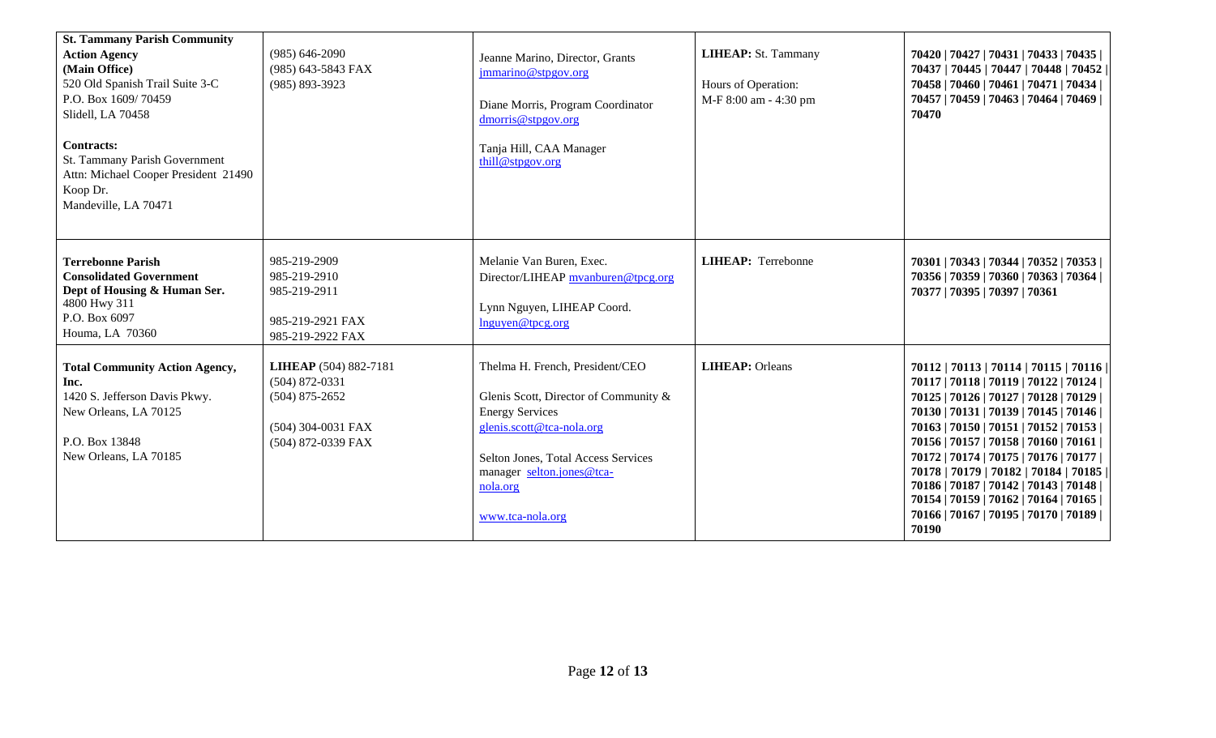| | | | | |
|---|---|---|---|---|
| **St. Tammany Parish Community Action Agency (Main Office)**<br>520 Old Spanish Trail Suite 3-C<br>P.O. Box 1609/ 70459<br>Slidell, LA 70458<br><br>**Contracts:**<br>St. Tammany Parish Government<br>Attn: Michael Cooper President 21490 Koop Dr.<br>Mandeville, LA 70471 | (985) 646-2090<br>(985) 643-5843 FAX<br>(985) 893-3923 | Jeanne Marino, Director, Grants<br>jmmarino@stpgov.org<br><br>Diane Morris, Program Coordinator<br>dmorris@stpgov.org<br><br>Tanja Hill, CAA Manager<br>thill@stpgov.org | **LIHEAP:** St. Tammany<br><br>Hours of Operation:<br>M-F 8:00 am - 4:30 pm | **70420 \| 70427 \| 70431 \| 70433 \| 70435 \| 70437 \| 70445 \| 70447 \| 70448 \| 70452 \| 70458 \| 70460 \| 70461 \| 70471 \| 70434 \| 70457 \| 70459 \| 70463 \| 70464 \| 70469 \| 70470** |
| **Terrebonne Parish Consolidated Government Dept of Housing & Human Ser.**<br>4800 Hwy 311<br>P.O. Box 6097<br>Houma, LA 70360 | 985-219-2909<br>985-219-2910<br>985-219-2911<br><br>985-219-2921 FAX<br>985-219-2922 FAX | Melanie Van Buren, Exec. Director/LIHEAP mvanburen@tpcg.org<br><br>Lynn Nguyen, LIHEAP Coord.<br>lnguyen@tpcg.org | **LIHEAP:** Terrebonne | **70301 \| 70343 \| 70344 \| 70352 \| 70353 \| 70356 \| 70359 \| 70360 \| 70363 \| 70364 \| 70377 \| 70395 \| 70397 \| 70361** |
| **Total Community Action Agency, Inc.**<br>1420 S. Jefferson Davis Pkwy.<br>New Orleans, LA 70125<br><br>P.O. Box 13848<br>New Orleans, LA 70185 | **LIHEAP** (504) 882-7181<br>(504) 872-0331<br>(504) 875-2652<br><br>(504) 304-0031 FAX<br>(504) 872-0339 FAX | Thelma H. French, President/CEO<br><br>Glenis Scott, Director of Community & Energy Services<br>glenis.scott@tca-nola.org<br><br>Selton Jones, Total Access Services manager selton.jones@tca-nola.org<br><br>www.tca-nola.org | **LIHEAP:** Orleans | **70112 \| 70113 \| 70114 \| 70115 \| 70116 \| 70117 \| 70118 \| 70119 \| 70122 \| 70124 \| 70125 \| 70126 \| 70127 \| 70128 \| 70129 \| 70130 \| 70131 \| 70139 \| 70145 \| 70146 \| 70163 \| 70150 \| 70151 \| 70152 \| 70153 \| 70156 \| 70157 \| 70158 \| 70160 \| 70161 \| 70172 \| 70174 \| 70175 \| 70176 \| 70177 \| 70178 \| 70179 \| 70182 \| 70184 \| 70185 \| 70186 \| 70187 \| 70142 \| 70143 \| 70148 \| 70154 \| 70159 \| 70162 \| 70164 \| 70165 \| 70166 \| 70167 \| 70195 \| 70170 \| 70189 \| 70190** |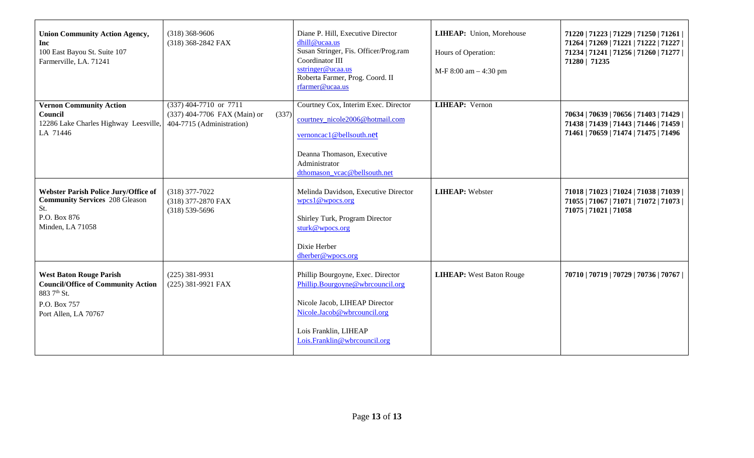| | | | | |
|---|---|---|---|---|
| **Union Community Action Agency, Inc**<br>100 East Bayou St. Suite 107<br>Farmerville, LA. 71241 | (318) 368-9606<br>(318) 368-2842 FAX | Diane P. Hill, Executive Director<br>dhill@ucaa.us<br>Susan Stringer, Fis. Officer/Prog.ram Coordinator III<br>sstringer@ucaa.us<br>Roberta Farmer, Prog. Coord. II<br>rfarmer@ucaa.us | **LIHEAP:** Union, Morehouse<br><br>Hours of Operation:<br><br>M-F 8:00 am – 4:30 pm | **71220 \| 71223 \| 71229 \| 71250 \| 71261 \| 71264 \| 71269 \| 71221 \| 71222 \| 71227 \| 71234 \| 71241 \| 71256 \| 71260 \| 71277 \| 71280 \| 71235** |
| **Vernon Community Action Council**<br>12286 Lake Charles Highway Leesville, LA 71446 | (337) 404-7710 or 7711<br>(337) 404-7706 FAX (Main) or (337) 404-7715 (Administration) | Courtney Cox, Interim Exec. Director<br>courtney_nicole2006@hotmail.com<br><br>vernoncac1@bellsouth.net<br><br>Deanna Thomason, Executive Administrator<br>dthomason_vcac@bellsouth.net | **LIHEAP:** Vernon | **70634 \| 70639 \| 70656 \| 71403 \| 71429 \| 71438 \| 71439 \| 71443 \| 71446 \| 71459 \| 71461 \| 70659 \| 71474 \| 71475 \| 71496** |
| **Webster Parish Police Jury/Office of Community Services** 208 Gleason St.<br>P.O. Box 876<br>Minden, LA 71058 | (318) 377-7022<br>(318) 377-2870 FAX<br>(318) 539-5696 | Melinda Davidson, Executive Director<br>wpcs1@wpocs.org<br><br>Shirley Turk, Program Director<br>sturk@wpocs.org<br><br>Dixie Herber<br>dherber@wpocs.org | **LIHEAP:** Webster | **71018 \| 71023 \| 71024 \| 71038 \| 71039 \| 71055 \| 71067 \| 71071 \| 71072 \| 71073 \| 71075 \| 71021 \| 71058** |
| **West Baton Rouge Parish Council/Office of Community Action**<br>883 7th St.<br>P.O. Box 757<br>Port Allen, LA 70767 | (225) 381-9931<br>(225) 381-9921 FAX | Phillip Bourgoyne, Exec. Director<br>Phillip.Bourgoyne@wbrcouncil.org<br><br>Nicole Jacob, LIHEAP Director<br>Nicole.Jacob@wbrcouncil.org<br><br>Lois Franklin, LIHEAP<br>Lois.Franklin@wbrcouncil.org | **LIHEAP:** West Baton Rouge | **70710 \| 70719 \| 70729 \| 70736 \| 70767 \|** |